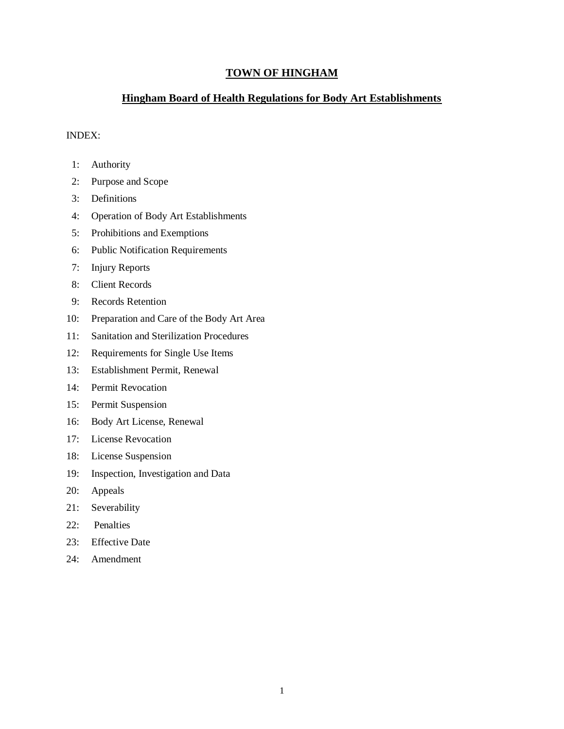# TOWN OF HINGHAM

## Hingham Board of Health Regulations for Body Art Establishments

INDEX:

1: Authority
2: Purpose and Scope
3: Definitions
4: Operation of Body Art Establishments
5: Prohibitions and Exemptions
6: Public Notification Requirements
7: Injury Reports
8: Client Records
9: Records Retention
10: Preparation and Care of the Body Art Area
11: Sanitation and Sterilization Procedures
12: Requirements for Single Use Items
13: Establishment Permit, Renewal
14: Permit Revocation
15: Permit Suspension
16: Body Art License, Renewal
17: License Revocation
18: License Suspension
19: Inspection, Investigation and Data
20: Appeals
21: Severability
22: Penalties
23: Effective Date
24: Amendment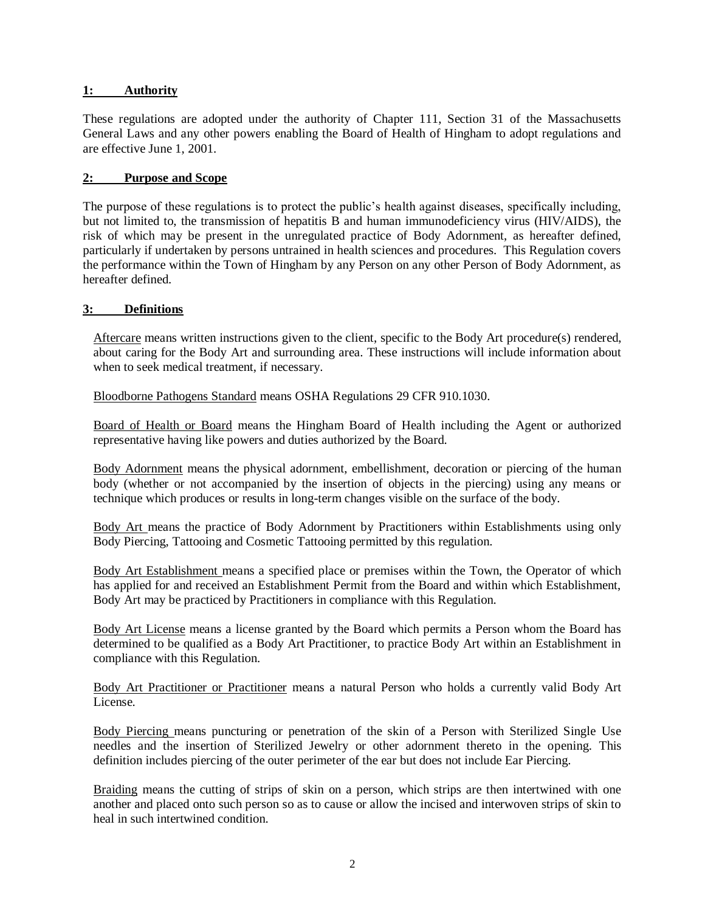## 1: Authority

These regulations are adopted under the authority of Chapter 111, Section 31 of the Massachusetts General Laws and any other powers enabling the Board of Health of Hingham to adopt regulations and are effective June 1, 2001.

## 2: Purpose and Scope

The purpose of these regulations is to protect the public's health against diseases, specifically including, but not limited to, the transmission of hepatitis B and human immunodeficiency virus (HIV/AIDS), the risk of which may be present in the unregulated practice of Body Adornment, as hereafter defined, particularly if undertaken by persons untrained in health sciences and procedures. This Regulation covers the performance within the Town of Hingham by any Person on any other Person of Body Adornment, as hereafter defined.

## 3: Definitions

Aftercare means written instructions given to the client, specific to the Body Art procedure(s) rendered, about caring for the Body Art and surrounding area. These instructions will include information about when to seek medical treatment, if necessary.

Bloodborne Pathogens Standard means OSHA Regulations 29 CFR 910.1030.

Board of Health or Board means the Hingham Board of Health including the Agent or authorized representative having like powers and duties authorized by the Board.

Body Adornment means the physical adornment, embellishment, decoration or piercing of the human body (whether or not accompanied by the insertion of objects in the piercing) using any means or technique which produces or results in long-term changes visible on the surface of the body.

Body Art means the practice of Body Adornment by Practitioners within Establishments using only Body Piercing, Tattooing and Cosmetic Tattooing permitted by this regulation.

Body Art Establishment means a specified place or premises within the Town, the Operator of which has applied for and received an Establishment Permit from the Board and within which Establishment, Body Art may be practiced by Practitioners in compliance with this Regulation.

Body Art License means a license granted by the Board which permits a Person whom the Board has determined to be qualified as a Body Art Practitioner, to practice Body Art within an Establishment in compliance with this Regulation.

Body Art Practitioner or Practitioner means a natural Person who holds a currently valid Body Art License.

Body Piercing means puncturing or penetration of the skin of a Person with Sterilized Single Use needles and the insertion of Sterilized Jewelry or other adornment thereto in the opening. This definition includes piercing of the outer perimeter of the ear but does not include Ear Piercing.

Braiding means the cutting of strips of skin on a person, which strips are then intertwined with one another and placed onto such person so as to cause or allow the incised and interwoven strips of skin to heal in such intertwined condition.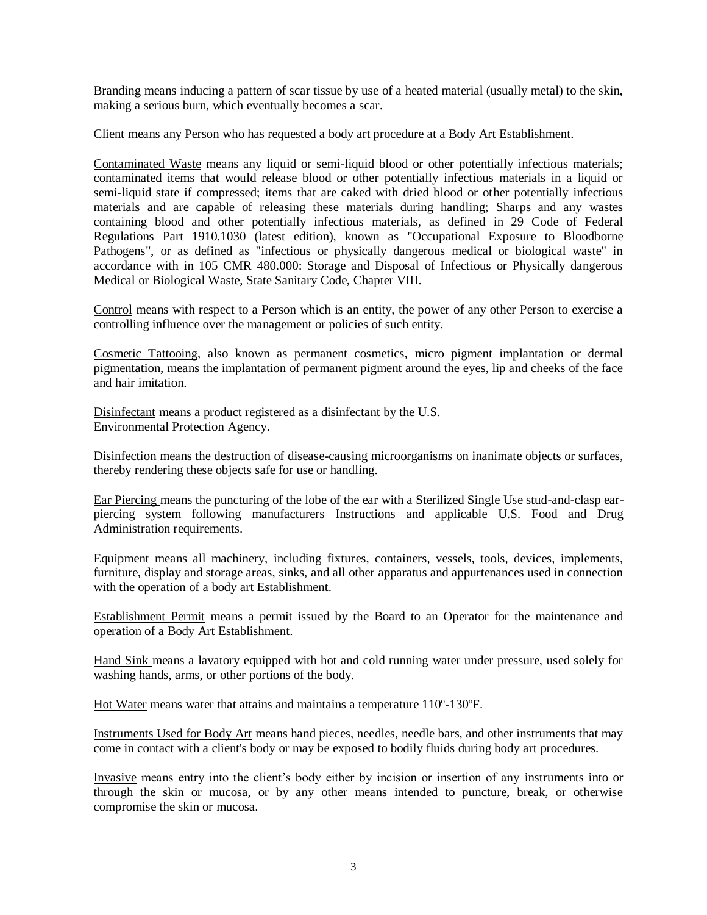Branding means inducing a pattern of scar tissue by use of a heated material (usually metal) to the skin, making a serious burn, which eventually becomes a scar.

Client means any Person who has requested a body art procedure at a Body Art Establishment.

Contaminated Waste means any liquid or semi-liquid blood or other potentially infectious materials; contaminated items that would release blood or other potentially infectious materials in a liquid or semi-liquid state if compressed; items that are caked with dried blood or other potentially infectious materials and are capable of releasing these materials during handling; Sharps and any wastes containing blood and other potentially infectious materials, as defined in 29 Code of Federal Regulations Part 1910.1030 (latest edition), known as "Occupational Exposure to Bloodborne Pathogens", or as defined as "infectious or physically dangerous medical or biological waste" in accordance with in 105 CMR 480.000: Storage and Disposal of Infectious or Physically dangerous Medical or Biological Waste, State Sanitary Code, Chapter VIII.

Control means with respect to a Person which is an entity, the power of any other Person to exercise a controlling influence over the management or policies of such entity.

Cosmetic Tattooing, also known as permanent cosmetics, micro pigment implantation or dermal pigmentation, means the implantation of permanent pigment around the eyes, lip and cheeks of the face and hair imitation.

Disinfectant means a product registered as a disinfectant by the U.S. Environmental Protection Agency.

Disinfection means the destruction of disease-causing microorganisms on inanimate objects or surfaces, thereby rendering these objects safe for use or handling.

Ear Piercing means the puncturing of the lobe of the ear with a Sterilized Single Use stud-and-clasp ear-piercing system following manufacturers Instructions and applicable U.S. Food and Drug Administration requirements.

Equipment means all machinery, including fixtures, containers, vessels, tools, devices, implements, furniture, display and storage areas, sinks, and all other apparatus and appurtenances used in connection with the operation of a body art Establishment.

Establishment Permit means a permit issued by the Board to an Operator for the maintenance and operation of a Body Art Establishment.

Hand Sink means a lavatory equipped with hot and cold running water under pressure, used solely for washing hands, arms, or other portions of the body.

Hot Water means water that attains and maintains a temperature 110º-130ºF.

Instruments Used for Body Art means hand pieces, needles, needle bars, and other instruments that may come in contact with a client's body or may be exposed to bodily fluids during body art procedures.

Invasive means entry into the client's body either by incision or insertion of any instruments into or through the skin or mucosa, or by any other means intended to puncture, break, or otherwise compromise the skin or mucosa.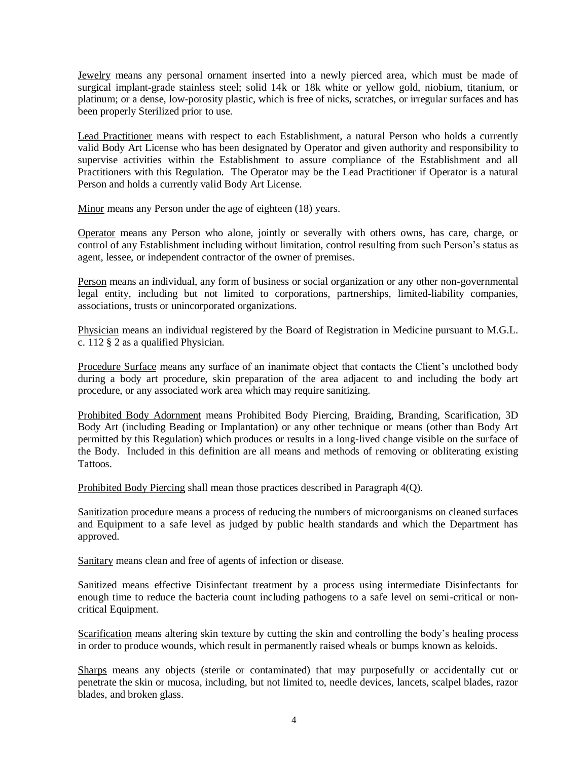Jewelry means any personal ornament inserted into a newly pierced area, which must be made of surgical implant-grade stainless steel; solid 14k or 18k white or yellow gold, niobium, titanium, or platinum; or a dense, low-porosity plastic, which is free of nicks, scratches, or irregular surfaces and has been properly Sterilized prior to use.

Lead Practitioner means with respect to each Establishment, a natural Person who holds a currently valid Body Art License who has been designated by Operator and given authority and responsibility to supervise activities within the Establishment to assure compliance of the Establishment and all Practitioners with this Regulation. The Operator may be the Lead Practitioner if Operator is a natural Person and holds a currently valid Body Art License.

Minor means any Person under the age of eighteen (18) years.

Operator means any Person who alone, jointly or severally with others owns, has care, charge, or control of any Establishment including without limitation, control resulting from such Person's status as agent, lessee, or independent contractor of the owner of premises.

Person means an individual, any form of business or social organization or any other non-governmental legal entity, including but not limited to corporations, partnerships, limited-liability companies, associations, trusts or unincorporated organizations.

Physician means an individual registered by the Board of Registration in Medicine pursuant to M.G.L. c. 112 § 2 as a qualified Physician.

Procedure Surface means any surface of an inanimate object that contacts the Client's unclothed body during a body art procedure, skin preparation of the area adjacent to and including the body art procedure, or any associated work area which may require sanitizing.

Prohibited Body Adornment means Prohibited Body Piercing, Braiding, Branding, Scarification, 3D Body Art (including Beading or Implantation) or any other technique or means (other than Body Art permitted by this Regulation) which produces or results in a long-lived change visible on the surface of the Body. Included in this definition are all means and methods of removing or obliterating existing Tattoos.

Prohibited Body Piercing shall mean those practices described in Paragraph 4(Q).

Sanitization procedure means a process of reducing the numbers of microorganisms on cleaned surfaces and Equipment to a safe level as judged by public health standards and which the Department has approved.

Sanitary means clean and free of agents of infection or disease.

Sanitized means effective Disinfectant treatment by a process using intermediate Disinfectants for enough time to reduce the bacteria count including pathogens to a safe level on semi-critical or non-critical Equipment.

Scarification means altering skin texture by cutting the skin and controlling the body's healing process in order to produce wounds, which result in permanently raised wheals or bumps known as keloids.

Sharps means any objects (sterile or contaminated) that may purposefully or accidentally cut or penetrate the skin or mucosa, including, but not limited to, needle devices, lancets, scalpel blades, razor blades, and broken glass.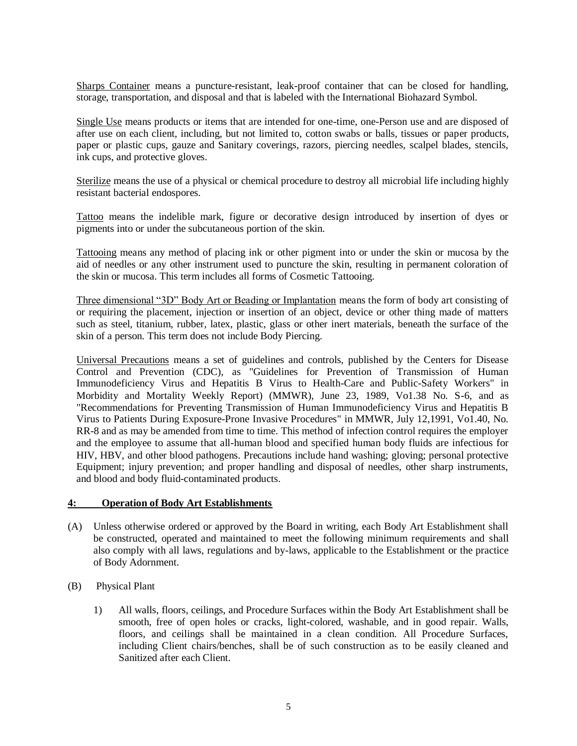Sharps Container means a puncture-resistant, leak-proof container that can be closed for handling, storage, transportation, and disposal and that is labeled with the International Biohazard Symbol.

Single Use means products or items that are intended for one-time, one-Person use and are disposed of after use on each client, including, but not limited to, cotton swabs or balls, tissues or paper products, paper or plastic cups, gauze and Sanitary coverings, razors, piercing needles, scalpel blades, stencils, ink cups, and protective gloves.

Sterilize means the use of a physical or chemical procedure to destroy all microbial life including highly resistant bacterial endospores.

Tattoo means the indelible mark, figure or decorative design introduced by insertion of dyes or pigments into or under the subcutaneous portion of the skin.

Tattooing means any method of placing ink or other pigment into or under the skin or mucosa by the aid of needles or any other instrument used to puncture the skin, resulting in permanent coloration of the skin or mucosa. This term includes all forms of Cosmetic Tattooing.

Three dimensional "3D" Body Art or Beading or Implantation means the form of body art consisting of or requiring the placement, injection or insertion of an object, device or other thing made of matters such as steel, titanium, rubber, latex, plastic, glass or other inert materials, beneath the surface of the skin of a person. This term does not include Body Piercing.

Universal Precautions means a set of guidelines and controls, published by the Centers for Disease Control and Prevention (CDC), as "Guidelines for Prevention of Transmission of Human Immunodeficiency Virus and Hepatitis B Virus to Health-Care and Public-Safety Workers" in Morbidity and Mortality Weekly Report) (MMWR), June 23, 1989, Vo1.38 No. S-6, and as "Recommendations for Preventing Transmission of Human Immunodeficiency Virus and Hepatitis B Virus to Patients During Exposure-Prone Invasive Procedures" in MMWR, July 12,1991, Vo1.40, No. RR-8 and as may be amended from time to time. This method of infection control requires the employer and the employee to assume that all-human blood and specified human body fluids are infectious for HIV, HBV, and other blood pathogens. Precautions include hand washing; gloving; personal protective Equipment; injury prevention; and proper handling and disposal of needles, other sharp instruments, and blood and body fluid-contaminated products.

## 4: Operation of Body Art Establishments

(A) Unless otherwise ordered or approved by the Board in writing, each Body Art Establishment shall be constructed, operated and maintained to meet the following minimum requirements and shall also comply with all laws, regulations and by-laws, applicable to the Establishment or the practice of Body Adornment.

(B) Physical Plant

1) All walls, floors, ceilings, and Procedure Surfaces within the Body Art Establishment shall be smooth, free of open holes or cracks, light-colored, washable, and in good repair. Walls, floors, and ceilings shall be maintained in a clean condition. All Procedure Surfaces, including Client chairs/benches, shall be of such construction as to be easily cleaned and Sanitized after each Client.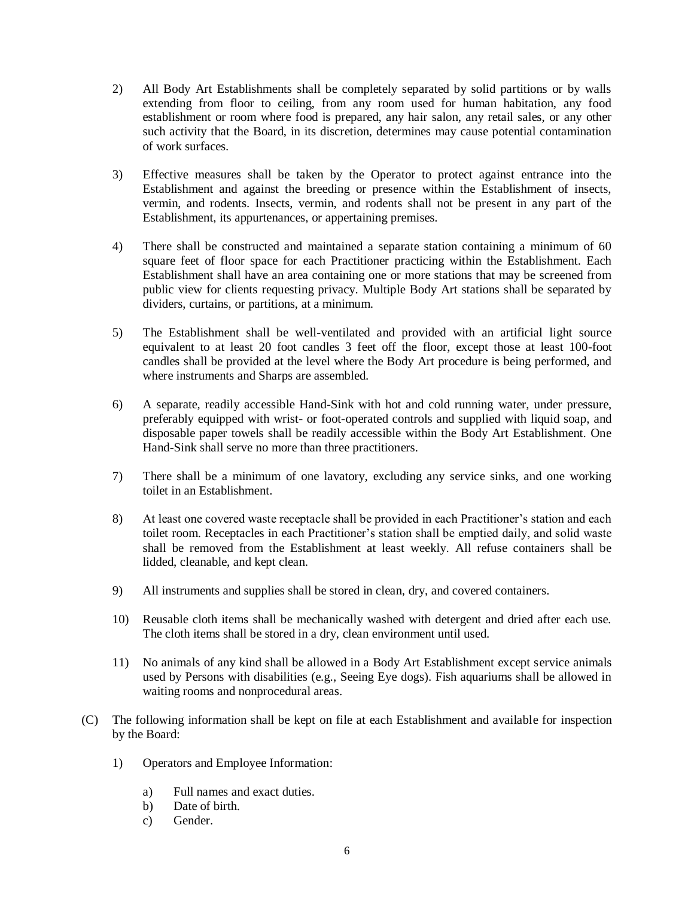2) All Body Art Establishments shall be completely separated by solid partitions or by walls extending from floor to ceiling, from any room used for human habitation, any food establishment or room where food is prepared, any hair salon, any retail sales, or any other such activity that the Board, in its discretion, determines may cause potential contamination of work surfaces.

3) Effective measures shall be taken by the Operator to protect against entrance into the Establishment and against the breeding or presence within the Establishment of insects, vermin, and rodents. Insects, vermin, and rodents shall not be present in any part of the Establishment, its appurtenances, or appertaining premises.

4) There shall be constructed and maintained a separate station containing a minimum of 60 square feet of floor space for each Practitioner practicing within the Establishment. Each Establishment shall have an area containing one or more stations that may be screened from public view for clients requesting privacy. Multiple Body Art stations shall be separated by dividers, curtains, or partitions, at a minimum.

5) The Establishment shall be well-ventilated and provided with an artificial light source equivalent to at least 20 foot candles 3 feet off the floor, except those at least 100-foot candles shall be provided at the level where the Body Art procedure is being performed, and where instruments and Sharps are assembled.

6) A separate, readily accessible Hand-Sink with hot and cold running water, under pressure, preferably equipped with wrist- or foot-operated controls and supplied with liquid soap, and disposable paper towels shall be readily accessible within the Body Art Establishment. One Hand-Sink shall serve no more than three practitioners.

7) There shall be a minimum of one lavatory, excluding any service sinks, and one working toilet in an Establishment.

8) At least one covered waste receptacle shall be provided in each Practitioner's station and each toilet room. Receptacles in each Practitioner's station shall be emptied daily, and solid waste shall be removed from the Establishment at least weekly. All refuse containers shall be lidded, cleanable, and kept clean.

9) All instruments and supplies shall be stored in clean, dry, and covered containers.

10) Reusable cloth items shall be mechanically washed with detergent and dried after each use. The cloth items shall be stored in a dry, clean environment until used.

11) No animals of any kind shall be allowed in a Body Art Establishment except service animals used by Persons with disabilities (e.g., Seeing Eye dogs). Fish aquariums shall be allowed in waiting rooms and nonprocedural areas.

(C) The following information shall be kept on file at each Establishment and available for inspection by the Board:

1) Operators and Employee Information:

a) Full names and exact duties.
b) Date of birth.
c) Gender.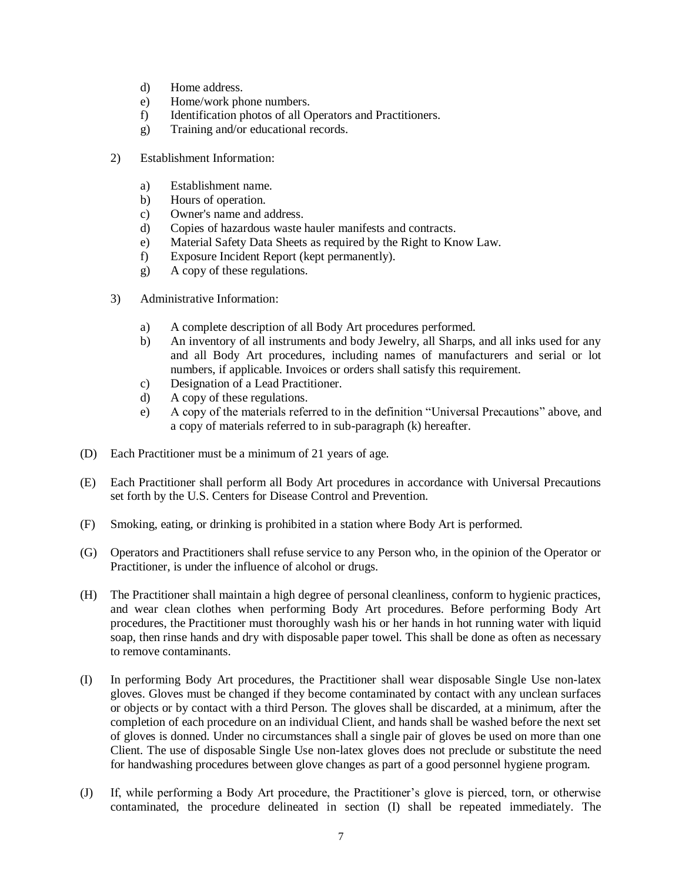d) Home address.
e) Home/work phone numbers.
f) Identification photos of all Operators and Practitioners.
g) Training and/or educational records.

2) Establishment Information:

a) Establishment name.
b) Hours of operation.
c) Owner's name and address.
d) Copies of hazardous waste hauler manifests and contracts.
e) Material Safety Data Sheets as required by the Right to Know Law.
f) Exposure Incident Report (kept permanently).
g) A copy of these regulations.

3) Administrative Information:

a) A complete description of all Body Art procedures performed.
b) An inventory of all instruments and body Jewelry, all Sharps, and all inks used for any and all Body Art procedures, including names of manufacturers and serial or lot numbers, if applicable. Invoices or orders shall satisfy this requirement.
c) Designation of a Lead Practitioner.
d) A copy of these regulations.
e) A copy of the materials referred to in the definition "Universal Precautions" above, and a copy of materials referred to in sub-paragraph (k) hereafter.

(D) Each Practitioner must be a minimum of 21 years of age.

(E) Each Practitioner shall perform all Body Art procedures in accordance with Universal Precautions set forth by the U.S. Centers for Disease Control and Prevention.

(F) Smoking, eating, or drinking is prohibited in a station where Body Art is performed.

(G) Operators and Practitioners shall refuse service to any Person who, in the opinion of the Operator or Practitioner, is under the influence of alcohol or drugs.

(H) The Practitioner shall maintain a high degree of personal cleanliness, conform to hygienic practices, and wear clean clothes when performing Body Art procedures. Before performing Body Art procedures, the Practitioner must thoroughly wash his or her hands in hot running water with liquid soap, then rinse hands and dry with disposable paper towel. This shall be done as often as necessary to remove contaminants.

(I) In performing Body Art procedures, the Practitioner shall wear disposable Single Use non-latex gloves. Gloves must be changed if they become contaminated by contact with any unclean surfaces or objects or by contact with a third Person. The gloves shall be discarded, at a minimum, after the completion of each procedure on an individual Client, and hands shall be washed before the next set of gloves is donned. Under no circumstances shall a single pair of gloves be used on more than one Client. The use of disposable Single Use non-latex gloves does not preclude or substitute the need for handwashing procedures between glove changes as part of a good personnel hygiene program.

(J) If, while performing a Body Art procedure, the Practitioner's glove is pierced, torn, or otherwise contaminated, the procedure delineated in section (I) shall be repeated immediately. The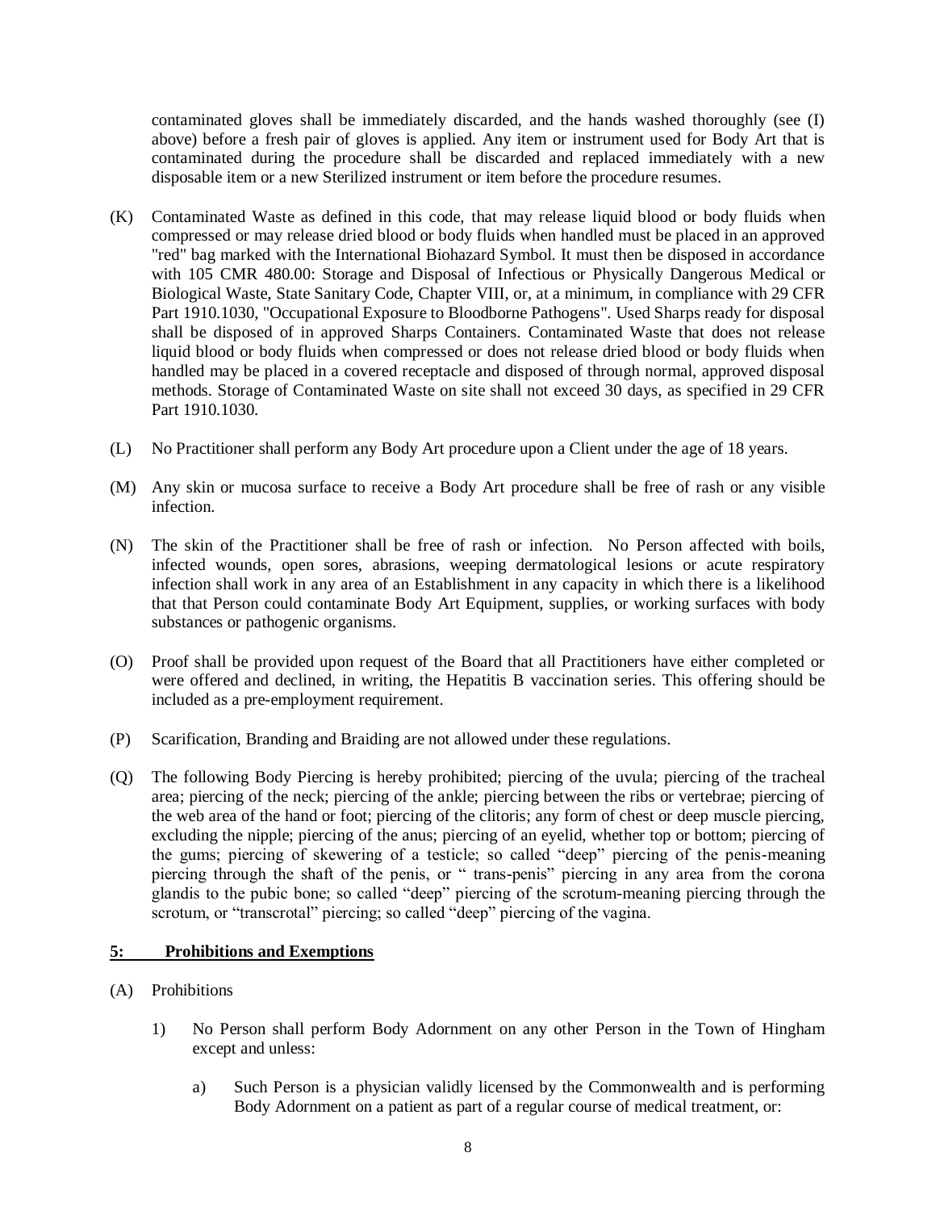contaminated gloves shall be immediately discarded, and the hands washed thoroughly (see (I) above) before a fresh pair of gloves is applied. Any item or instrument used for Body Art that is contaminated during the procedure shall be discarded and replaced immediately with a new disposable item or a new Sterilized instrument or item before the procedure resumes.

(K) Contaminated Waste as defined in this code, that may release liquid blood or body fluids when compressed or may release dried blood or body fluids when handled must be placed in an approved "red" bag marked with the International Biohazard Symbol. It must then be disposed in accordance with 105 CMR 480.00: Storage and Disposal of Infectious or Physically Dangerous Medical or Biological Waste, State Sanitary Code, Chapter VIII, or, at a minimum, in compliance with 29 CFR Part 1910.1030, "Occupational Exposure to Bloodborne Pathogens". Used Sharps ready for disposal shall be disposed of in approved Sharps Containers. Contaminated Waste that does not release liquid blood or body fluids when compressed or does not release dried blood or body fluids when handled may be placed in a covered receptacle and disposed of through normal, approved disposal methods. Storage of Contaminated Waste on site shall not exceed 30 days, as specified in 29 CFR Part 1910.1030.

(L) No Practitioner shall perform any Body Art procedure upon a Client under the age of 18 years.

(M) Any skin or mucosa surface to receive a Body Art procedure shall be free of rash or any visible infection.

(N) The skin of the Practitioner shall be free of rash or infection. No Person affected with boils, infected wounds, open sores, abrasions, weeping dermatological lesions or acute respiratory infection shall work in any area of an Establishment in any capacity in which there is a likelihood that that Person could contaminate Body Art Equipment, supplies, or working surfaces with body substances or pathogenic organisms.

(O) Proof shall be provided upon request of the Board that all Practitioners have either completed or were offered and declined, in writing, the Hepatitis B vaccination series. This offering should be included as a pre-employment requirement.

(P) Scarification, Branding and Braiding are not allowed under these regulations.

(Q) The following Body Piercing is hereby prohibited; piercing of the uvula; piercing of the tracheal area; piercing of the neck; piercing of the ankle; piercing between the ribs or vertebrae; piercing of the web area of the hand or foot; piercing of the clitoris; any form of chest or deep muscle piercing, excluding the nipple; piercing of the anus; piercing of an eyelid, whether top or bottom; piercing of the gums; piercing of skewering of a testicle; so called "deep" piercing of the penis-meaning piercing through the shaft of the penis, or " trans-penis" piercing in any area from the corona glandis to the pubic bone; so called "deep" piercing of the scrotum-meaning piercing through the scrotum, or "transcrotal" piercing; so called "deep" piercing of the vagina.

## 5: Prohibitions and Exemptions

(A) Prohibitions

1) No Person shall perform Body Adornment on any other Person in the Town of Hingham except and unless:

   a) Such Person is a physician validly licensed by the Commonwealth and is performing Body Adornment on a patient as part of a regular course of medical treatment, or: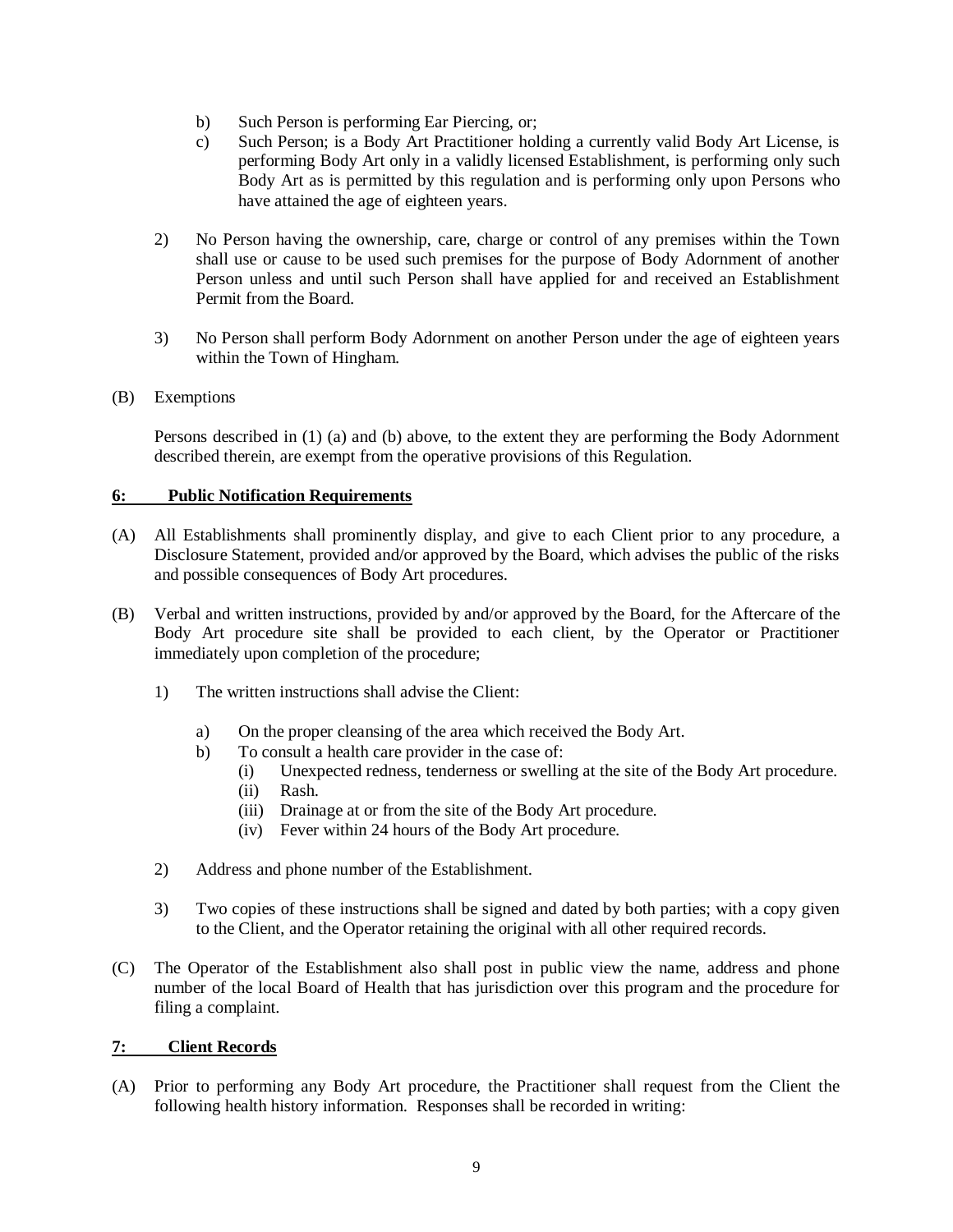b) Such Person is performing Ear Piercing, or;

c) Such Person; is a Body Art Practitioner holding a currently valid Body Art License, is performing Body Art only in a validly licensed Establishment, is performing only such Body Art as is permitted by this regulation and is performing only upon Persons who have attained the age of eighteen years.

2) No Person having the ownership, care, charge or control of any premises within the Town shall use or cause to be used such premises for the purpose of Body Adornment of another Person unless and until such Person shall have applied for and received an Establishment Permit from the Board.

3) No Person shall perform Body Adornment on another Person under the age of eighteen years within the Town of Hingham.

(B) Exemptions

Persons described in (1) (a) and (b) above, to the extent they are performing the Body Adornment described therein, are exempt from the operative provisions of this Regulation.

## 6: Public Notification Requirements

(A) All Establishments shall prominently display, and give to each Client prior to any procedure, a Disclosure Statement, provided and/or approved by the Board, which advises the public of the risks and possible consequences of Body Art procedures.

(B) Verbal and written instructions, provided by and/or approved by the Board, for the Aftercare of the Body Art procedure site shall be provided to each client, by the Operator or Practitioner immediately upon completion of the procedure;

1) The written instructions shall advise the Client:

   a) On the proper cleansing of the area which received the Body Art.
   
   b) To consult a health care provider in the case of:
      - (i) Unexpected redness, tenderness or swelling at the site of the Body Art procedure.
      - (ii) Rash.
      - (iii) Drainage at or from the site of the Body Art procedure.
      - (iv) Fever within 24 hours of the Body Art procedure.

2) Address and phone number of the Establishment.

3) Two copies of these instructions shall be signed and dated by both parties; with a copy given to the Client, and the Operator retaining the original with all other required records.

(C) The Operator of the Establishment also shall post in public view the name, address and phone number of the local Board of Health that has jurisdiction over this program and the procedure for filing a complaint.

## 7: Client Records

(A) Prior to performing any Body Art procedure, the Practitioner shall request from the Client the following health history information. Responses shall be recorded in writing: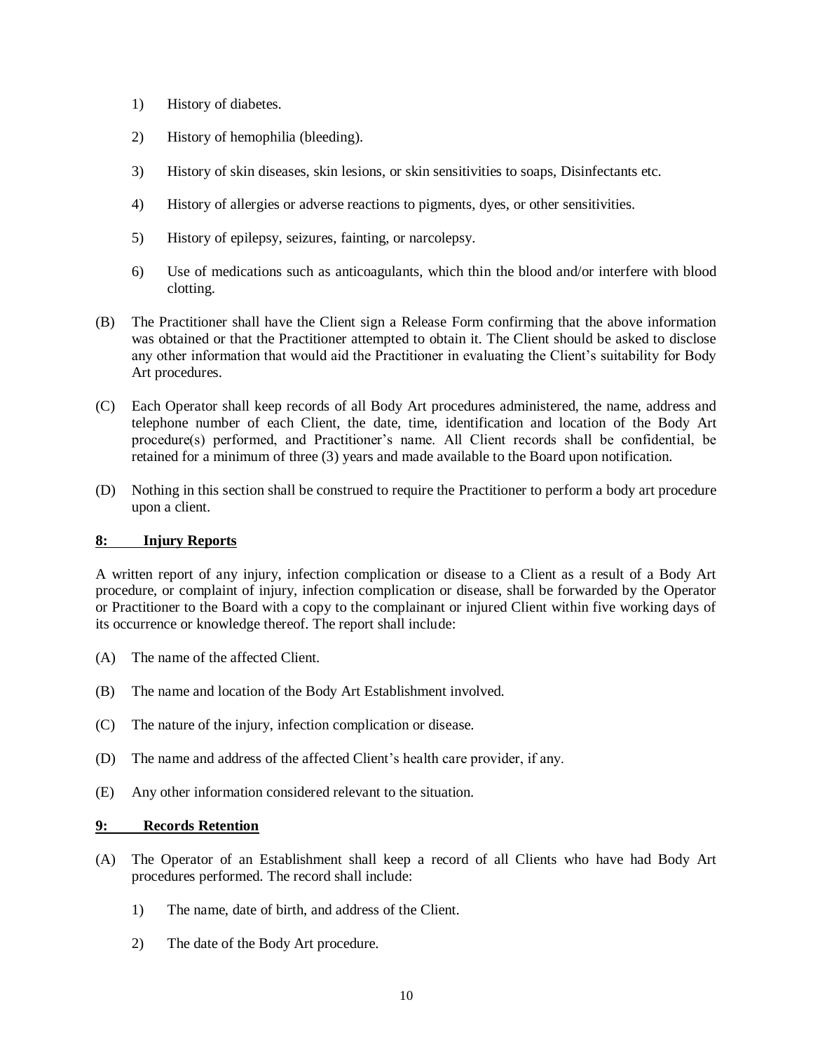1) History of diabetes.

2) History of hemophilia (bleeding).

3) History of skin diseases, skin lesions, or skin sensitivities to soaps, Disinfectants etc.

4) History of allergies or adverse reactions to pigments, dyes, or other sensitivities.

5) History of epilepsy, seizures, fainting, or narcolepsy.

6) Use of medications such as anticoagulants, which thin the blood and/or interfere with blood clotting.

(B) The Practitioner shall have the Client sign a Release Form confirming that the above information was obtained or that the Practitioner attempted to obtain it. The Client should be asked to disclose any other information that would aid the Practitioner in evaluating the Client's suitability for Body Art procedures.

(C) Each Operator shall keep records of all Body Art procedures administered, the name, address and telephone number of each Client, the date, time, identification and location of the Body Art procedure(s) performed, and Practitioner's name. All Client records shall be confidential, be retained for a minimum of three (3) years and made available to the Board upon notification.

(D) Nothing in this section shall be construed to require the Practitioner to perform a body art procedure upon a client.

**8: Injury Reports**

A written report of any injury, infection complication or disease to a Client as a result of a Body Art procedure, or complaint of injury, infection complication or disease, shall be forwarded by the Operator or Practitioner to the Board with a copy to the complainant or injured Client within five working days of its occurrence or knowledge thereof. The report shall include:

(A) The name of the affected Client.

(B) The name and location of the Body Art Establishment involved.

(C) The nature of the injury, infection complication or disease.

(D) The name and address of the affected Client's health care provider, if any.

(E) Any other information considered relevant to the situation.

**9: Records Retention**

(A) The Operator of an Establishment shall keep a record of all Clients who have had Body Art procedures performed. The record shall include:

1) The name, date of birth, and address of the Client.

2) The date of the Body Art procedure.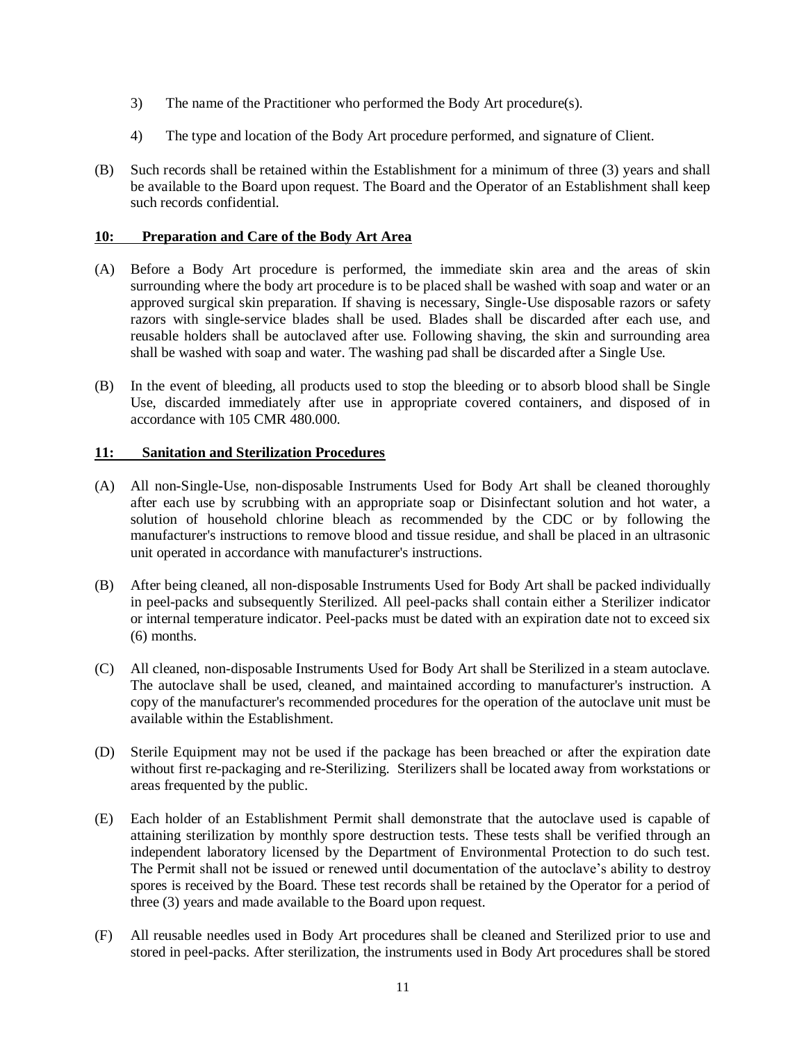3) The name of the Practitioner who performed the Body Art procedure(s).

4) The type and location of the Body Art procedure performed, and signature of Client.

(B) Such records shall be retained within the Establishment for a minimum of three (3) years and shall be available to the Board upon request. The Board and the Operator of an Establishment shall keep such records confidential.

**10: Preparation and Care of the Body Art Area**

(A) Before a Body Art procedure is performed, the immediate skin area and the areas of skin surrounding where the body art procedure is to be placed shall be washed with soap and water or an approved surgical skin preparation. If shaving is necessary, Single-Use disposable razors or safety razors with single-service blades shall be used. Blades shall be discarded after each use, and reusable holders shall be autoclaved after use. Following shaving, the skin and surrounding area shall be washed with soap and water. The washing pad shall be discarded after a Single Use.

(B) In the event of bleeding, all products used to stop the bleeding or to absorb blood shall be Single Use, discarded immediately after use in appropriate covered containers, and disposed of in accordance with 105 CMR 480.000.

**11: Sanitation and Sterilization Procedures**

(A) All non-Single-Use, non-disposable Instruments Used for Body Art shall be cleaned thoroughly after each use by scrubbing with an appropriate soap or Disinfectant solution and hot water, a solution of household chlorine bleach as recommended by the CDC or by following the manufacturer's instructions to remove blood and tissue residue, and shall be placed in an ultrasonic unit operated in accordance with manufacturer's instructions.

(B) After being cleaned, all non-disposable Instruments Used for Body Art shall be packed individually in peel-packs and subsequently Sterilized. All peel-packs shall contain either a Sterilizer indicator or internal temperature indicator. Peel-packs must be dated with an expiration date not to exceed six (6) months.

(C) All cleaned, non-disposable Instruments Used for Body Art shall be Sterilized in a steam autoclave. The autoclave shall be used, cleaned, and maintained according to manufacturer's instruction. A copy of the manufacturer's recommended procedures for the operation of the autoclave unit must be available within the Establishment.

(D) Sterile Equipment may not be used if the package has been breached or after the expiration date without first re-packaging and re-Sterilizing. Sterilizers shall be located away from workstations or areas frequented by the public.

(E) Each holder of an Establishment Permit shall demonstrate that the autoclave used is capable of attaining sterilization by monthly spore destruction tests. These tests shall be verified through an independent laboratory licensed by the Department of Environmental Protection to do such test. The Permit shall not be issued or renewed until documentation of the autoclave's ability to destroy spores is received by the Board. These test records shall be retained by the Operator for a period of three (3) years and made available to the Board upon request.

(F) All reusable needles used in Body Art procedures shall be cleaned and Sterilized prior to use and stored in peel-packs. After sterilization, the instruments used in Body Art procedures shall be stored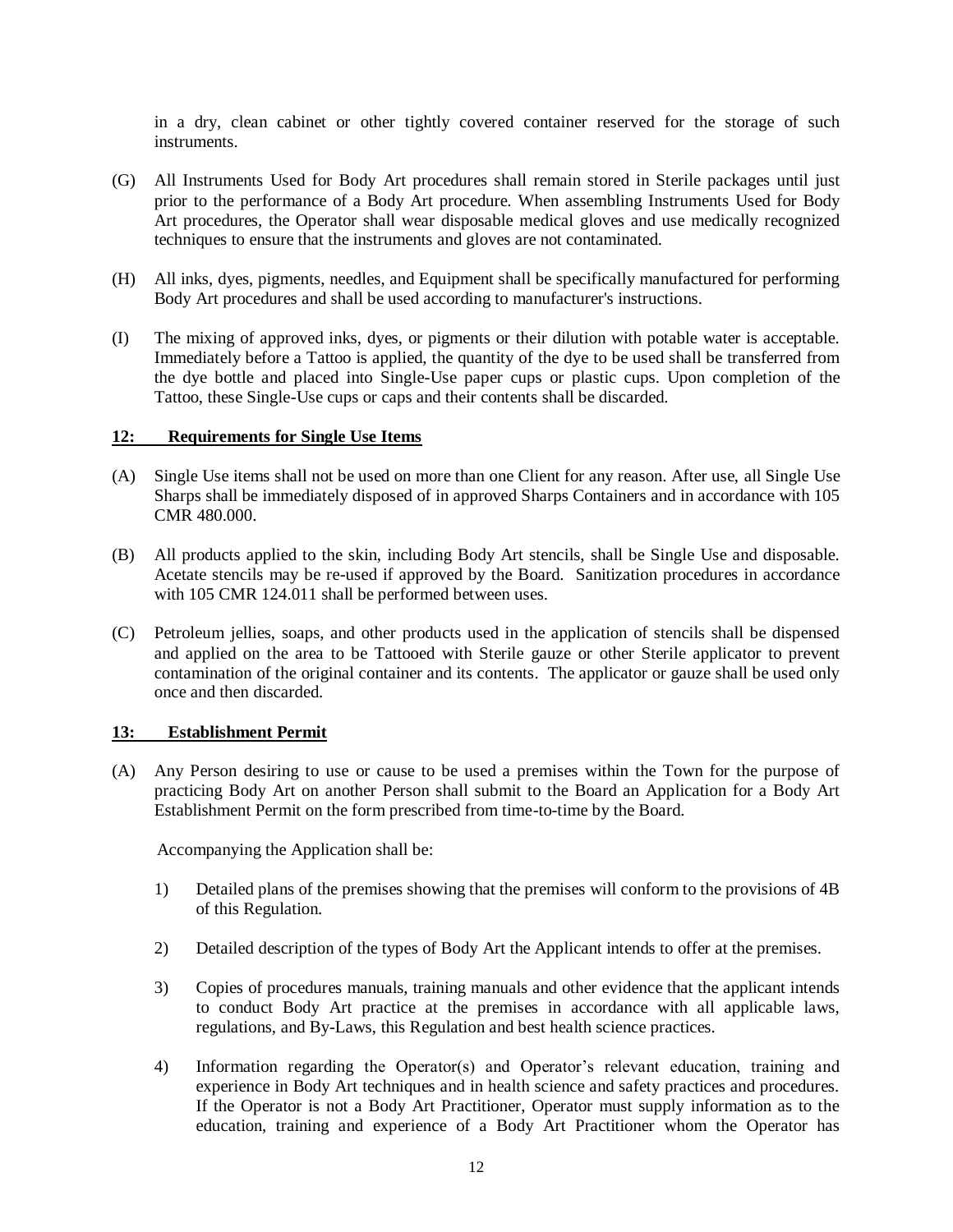in a dry, clean cabinet or other tightly covered container reserved for the storage of such instruments.

(G) All Instruments Used for Body Art procedures shall remain stored in Sterile packages until just prior to the performance of a Body Art procedure. When assembling Instruments Used for Body Art procedures, the Operator shall wear disposable medical gloves and use medically recognized techniques to ensure that the instruments and gloves are not contaminated.

(H) All inks, dyes, pigments, needles, and Equipment shall be specifically manufactured for performing Body Art procedures and shall be used according to manufacturer's instructions.

(I) The mixing of approved inks, dyes, or pigments or their dilution with potable water is acceptable. Immediately before a Tattoo is applied, the quantity of the dye to be used shall be transferred from the dye bottle and placed into Single-Use paper cups or plastic cups. Upon completion of the Tattoo, these Single-Use cups or caps and their contents shall be discarded.

**<u>12: Requirements for Single Use Items</u>**

(A) Single Use items shall not be used on more than one Client for any reason. After use, all Single Use Sharps shall be immediately disposed of in approved Sharps Containers and in accordance with 105 CMR 480.000.

(B) All products applied to the skin, including Body Art stencils, shall be Single Use and disposable. Acetate stencils may be re-used if approved by the Board. Sanitization procedures in accordance with 105 CMR 124.011 shall be performed between uses.

(C) Petroleum jellies, soaps, and other products used in the application of stencils shall be dispensed and applied on the area to be Tattooed with Sterile gauze or other Sterile applicator to prevent contamination of the original container and its contents. The applicator or gauze shall be used only once and then discarded.

**<u>13: Establishment Permit</u>**

(A) Any Person desiring to use or cause to be used a premises within the Town for the purpose of practicing Body Art on another Person shall submit to the Board an Application for a Body Art Establishment Permit on the form prescribed from time-to-time by the Board.

Accompanying the Application shall be:

1) Detailed plans of the premises showing that the premises will conform to the provisions of 4B of this Regulation.

2) Detailed description of the types of Body Art the Applicant intends to offer at the premises.

3) Copies of procedures manuals, training manuals and other evidence that the applicant intends to conduct Body Art practice at the premises in accordance with all applicable laws, regulations, and By-Laws, this Regulation and best health science practices.

4) Information regarding the Operator(s) and Operator's relevant education, training and experience in Body Art techniques and in health science and safety practices and procedures. If the Operator is not a Body Art Practitioner, Operator must supply information as to the education, training and experience of a Body Art Practitioner whom the Operator has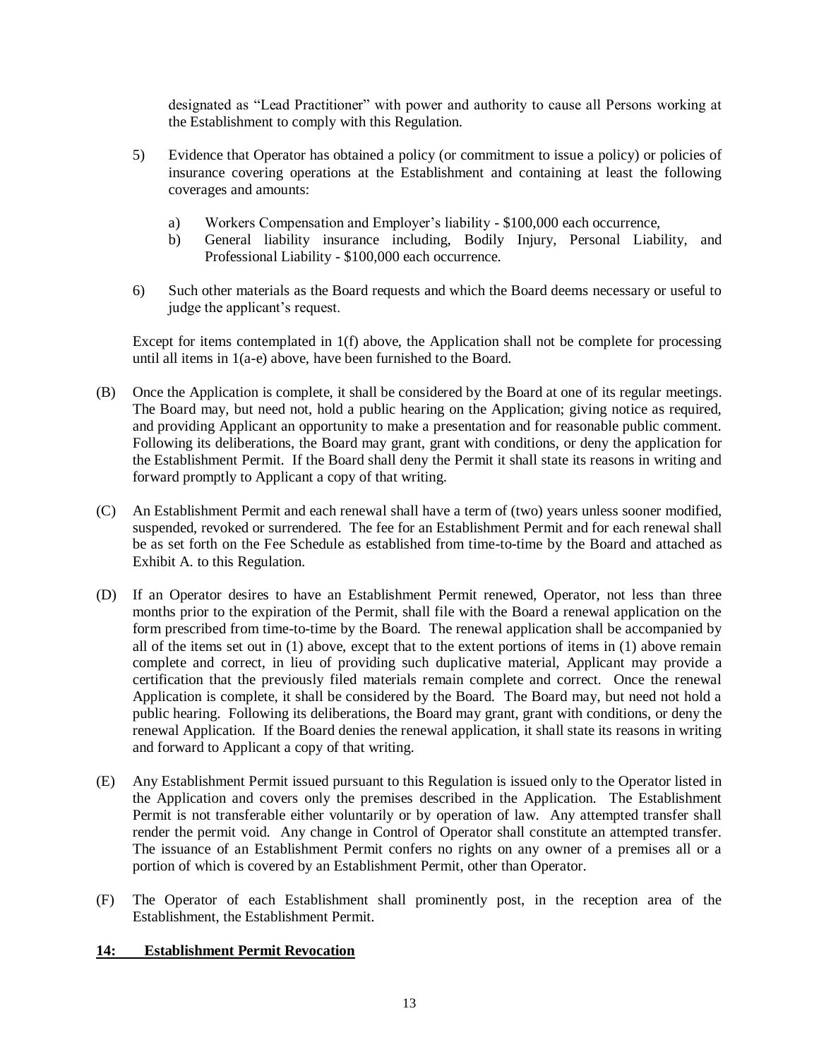designated as "Lead Practitioner" with power and authority to cause all Persons working at the Establishment to comply with this Regulation.

5) Evidence that Operator has obtained a policy (or commitment to issue a policy) or policies of insurance covering operations at the Establishment and containing at least the following coverages and amounts:

   a) Workers Compensation and Employer's liability - $100,000 each occurrence,
   b) General liability insurance including, Bodily Injury, Personal Liability, and Professional Liability - $100,000 each occurrence.

6) Such other materials as the Board requests and which the Board deems necessary or useful to judge the applicant's request.

Except for items contemplated in 1(f) above, the Application shall not be complete for processing until all items in 1(a-e) above, have been furnished to the Board.

(B) Once the Application is complete, it shall be considered by the Board at one of its regular meetings. The Board may, but need not, hold a public hearing on the Application; giving notice as required, and providing Applicant an opportunity to make a presentation and for reasonable public comment. Following its deliberations, the Board may grant, grant with conditions, or deny the application for the Establishment Permit. If the Board shall deny the Permit it shall state its reasons in writing and forward promptly to Applicant a copy of that writing.

(C) An Establishment Permit and each renewal shall have a term of (two) years unless sooner modified, suspended, revoked or surrendered. The fee for an Establishment Permit and for each renewal shall be as set forth on the Fee Schedule as established from time-to-time by the Board and attached as Exhibit A. to this Regulation.

(D) If an Operator desires to have an Establishment Permit renewed, Operator, not less than three months prior to the expiration of the Permit, shall file with the Board a renewal application on the form prescribed from time-to-time by the Board. The renewal application shall be accompanied by all of the items set out in (1) above, except that to the extent portions of items in (1) above remain complete and correct, in lieu of providing such duplicative material, Applicant may provide a certification that the previously filed materials remain complete and correct. Once the renewal Application is complete, it shall be considered by the Board. The Board may, but need not hold a public hearing. Following its deliberations, the Board may grant, grant with conditions, or deny the renewal Application. If the Board denies the renewal application, it shall state its reasons in writing and forward to Applicant a copy of that writing.

(E) Any Establishment Permit issued pursuant to this Regulation is issued only to the Operator listed in the Application and covers only the premises described in the Application. The Establishment Permit is not transferable either voluntarily or by operation of law. Any attempted transfer shall render the permit void. Any change in Control of Operator shall constitute an attempted transfer. The issuance of an Establishment Permit confers no rights on any owner of a premises all or a portion of which is covered by an Establishment Permit, other than Operator.

(F) The Operator of each Establishment shall prominently post, in the reception area of the Establishment, the Establishment Permit.

**14: Establishment Permit Revocation**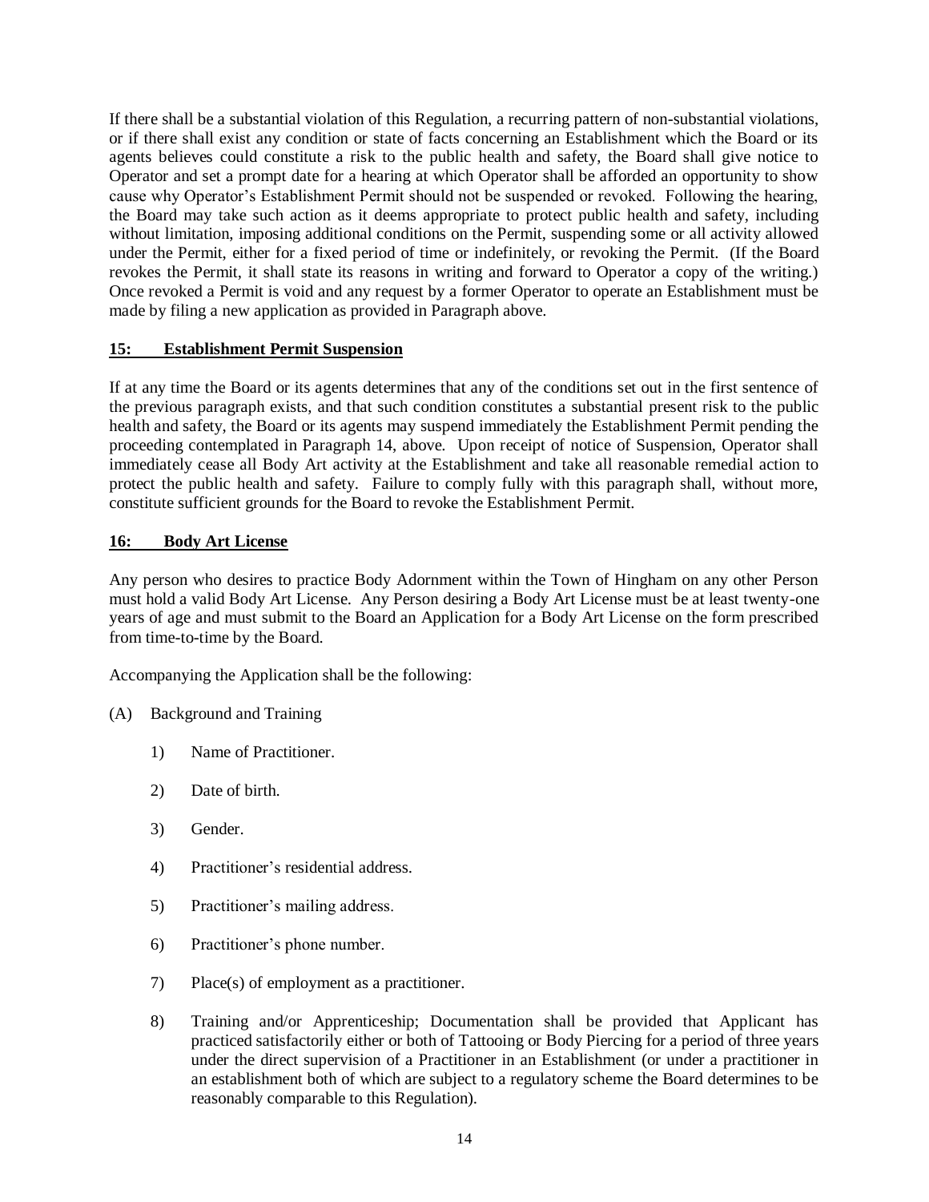If there shall be a substantial violation of this Regulation, a recurring pattern of non-substantial violations, or if there shall exist any condition or state of facts concerning an Establishment which the Board or its agents believes could constitute a risk to the public health and safety, the Board shall give notice to Operator and set a prompt date for a hearing at which Operator shall be afforded an opportunity to show cause why Operator's Establishment Permit should not be suspended or revoked. Following the hearing, the Board may take such action as it deems appropriate to protect public health and safety, including without limitation, imposing additional conditions on the Permit, suspending some or all activity allowed under the Permit, either for a fixed period of time or indefinitely, or revoking the Permit. (If the Board revokes the Permit, it shall state its reasons in writing and forward to Operator a copy of the writing.) Once revoked a Permit is void and any request by a former Operator to operate an Establishment must be made by filing a new application as provided in Paragraph above.

## 15: Establishment Permit Suspension

If at any time the Board or its agents determines that any of the conditions set out in the first sentence of the previous paragraph exists, and that such condition constitutes a substantial present risk to the public health and safety, the Board or its agents may suspend immediately the Establishment Permit pending the proceeding contemplated in Paragraph 14, above. Upon receipt of notice of Suspension, Operator shall immediately cease all Body Art activity at the Establishment and take all reasonable remedial action to protect the public health and safety. Failure to comply fully with this paragraph shall, without more, constitute sufficient grounds for the Board to revoke the Establishment Permit.

## 16: Body Art License

Any person who desires to practice Body Adornment within the Town of Hingham on any other Person must hold a valid Body Art License. Any Person desiring a Body Art License must be at least twenty-one years of age and must submit to the Board an Application for a Body Art License on the form prescribed from time-to-time by the Board.

Accompanying the Application shall be the following:

(A) Background and Training

1) Name of Practitioner.

2) Date of birth.

3) Gender.

4) Practitioner's residential address.

5) Practitioner's mailing address.

6) Practitioner's phone number.

7) Place(s) of employment as a practitioner.

8) Training and/or Apprenticeship; Documentation shall be provided that Applicant has practiced satisfactorily either or both of Tattooing or Body Piercing for a period of three years under the direct supervision of a Practitioner in an Establishment (or under a practitioner in an establishment both of which are subject to a regulatory scheme the Board determines to be reasonably comparable to this Regulation).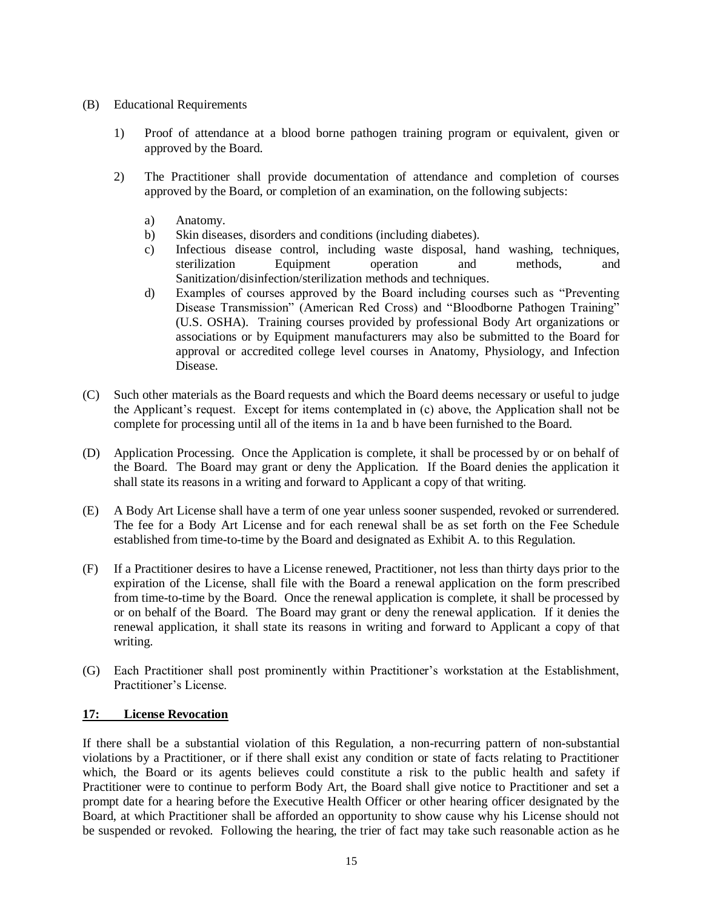(B) Educational Requirements

1) Proof of attendance at a blood borne pathogen training program or equivalent, given or approved by the Board.

2) The Practitioner shall provide documentation of attendance and completion of courses approved by the Board, or completion of an examination, on the following subjects:

   a) Anatomy.
   b) Skin diseases, disorders and conditions (including diabetes).
   c) Infectious disease control, including waste disposal, hand washing, techniques, sterilization Equipment operation and methods, and Sanitization/disinfection/sterilization methods and techniques.
   d) Examples of courses approved by the Board including courses such as "Preventing Disease Transmission" (American Red Cross) and "Bloodborne Pathogen Training" (U.S. OSHA). Training courses provided by professional Body Art organizations or associations or by Equipment manufacturers may also be submitted to the Board for approval or accredited college level courses in Anatomy, Physiology, and Infection Disease.

(C) Such other materials as the Board requests and which the Board deems necessary or useful to judge the Applicant's request. Except for items contemplated in (c) above, the Application shall not be complete for processing until all of the items in 1a and b have been furnished to the Board.

(D) Application Processing. Once the Application is complete, it shall be processed by or on behalf of the Board. The Board may grant or deny the Application. If the Board denies the application it shall state its reasons in a writing and forward to Applicant a copy of that writing.

(E) A Body Art License shall have a term of one year unless sooner suspended, revoked or surrendered. The fee for a Body Art License and for each renewal shall be as set forth on the Fee Schedule established from time-to-time by the Board and designated as Exhibit A. to this Regulation.

(F) If a Practitioner desires to have a License renewed, Practitioner, not less than thirty days prior to the expiration of the License, shall file with the Board a renewal application on the form prescribed from time-to-time by the Board. Once the renewal application is complete, it shall be processed by or on behalf of the Board. The Board may grant or deny the renewal application. If it denies the renewal application, it shall state its reasons in writing and forward to Applicant a copy of that writing.

(G) Each Practitioner shall post prominently within Practitioner's workstation at the Establishment, Practitioner's License.

**17: License Revocation**

If there shall be a substantial violation of this Regulation, a non-recurring pattern of non-substantial violations by a Practitioner, or if there shall exist any condition or state of facts relating to Practitioner which, the Board or its agents believes could constitute a risk to the public health and safety if Practitioner were to continue to perform Body Art, the Board shall give notice to Practitioner and set a prompt date for a hearing before the Executive Health Officer or other hearing officer designated by the Board, at which Practitioner shall be afforded an opportunity to show cause why his License should not be suspended or revoked. Following the hearing, the trier of fact may take such reasonable action as he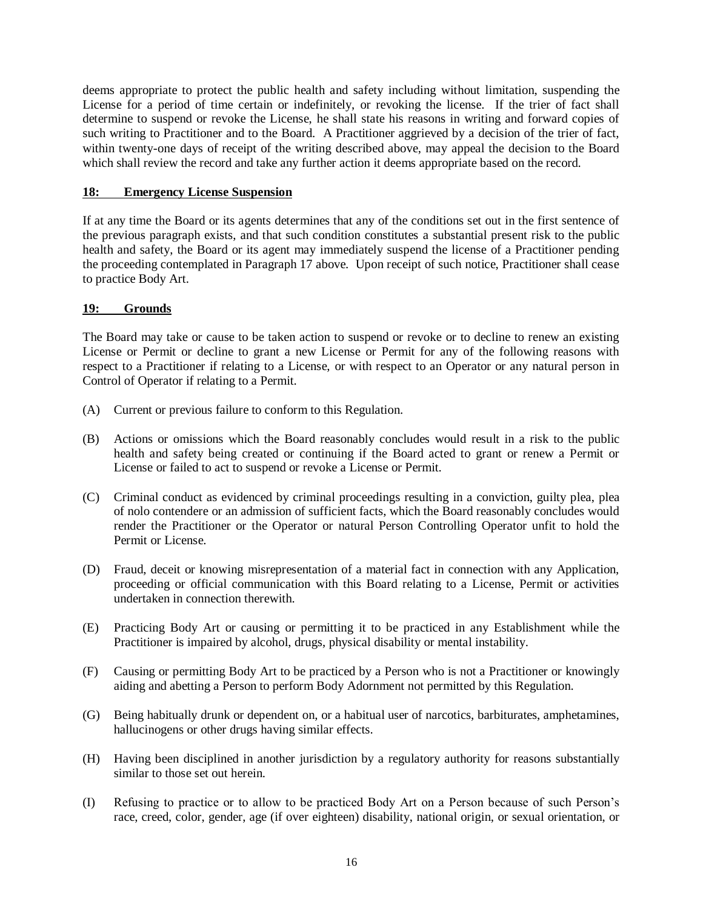deems appropriate to protect the public health and safety including without limitation, suspending the License for a period of time certain or indefinitely, or revoking the license. If the trier of fact shall determine to suspend or revoke the License, he shall state his reasons in writing and forward copies of such writing to Practitioner and to the Board. A Practitioner aggrieved by a decision of the trier of fact, within twenty-one days of receipt of the writing described above, may appeal the decision to the Board which shall review the record and take any further action it deems appropriate based on the record.

**18: Emergency License Suspension**

If at any time the Board or its agents determines that any of the conditions set out in the first sentence of the previous paragraph exists, and that such condition constitutes a substantial present risk to the public health and safety, the Board or its agent may immediately suspend the license of a Practitioner pending the proceeding contemplated in Paragraph 17 above. Upon receipt of such notice, Practitioner shall cease to practice Body Art.

**19: Grounds**

The Board may take or cause to be taken action to suspend or revoke or to decline to renew an existing License or Permit or decline to grant a new License or Permit for any of the following reasons with respect to a Practitioner if relating to a License, or with respect to an Operator or any natural person in Control of Operator if relating to a Permit.

(A) Current or previous failure to conform to this Regulation.

(B) Actions or omissions which the Board reasonably concludes would result in a risk to the public health and safety being created or continuing if the Board acted to grant or renew a Permit or License or failed to act to suspend or revoke a License or Permit.

(C) Criminal conduct as evidenced by criminal proceedings resulting in a conviction, guilty plea, plea of nolo contendere or an admission of sufficient facts, which the Board reasonably concludes would render the Practitioner or the Operator or natural Person Controlling Operator unfit to hold the Permit or License.

(D) Fraud, deceit or knowing misrepresentation of a material fact in connection with any Application, proceeding or official communication with this Board relating to a License, Permit or activities undertaken in connection therewith.

(E) Practicing Body Art or causing or permitting it to be practiced in any Establishment while the Practitioner is impaired by alcohol, drugs, physical disability or mental instability.

(F) Causing or permitting Body Art to be practiced by a Person who is not a Practitioner or knowingly aiding and abetting a Person to perform Body Adornment not permitted by this Regulation.

(G) Being habitually drunk or dependent on, or a habitual user of narcotics, barbiturates, amphetamines, hallucinogens or other drugs having similar effects.

(H) Having been disciplined in another jurisdiction by a regulatory authority for reasons substantially similar to those set out herein.

(I) Refusing to practice or to allow to be practiced Body Art on a Person because of such Person's race, creed, color, gender, age (if over eighteen) disability, national origin, or sexual orientation, or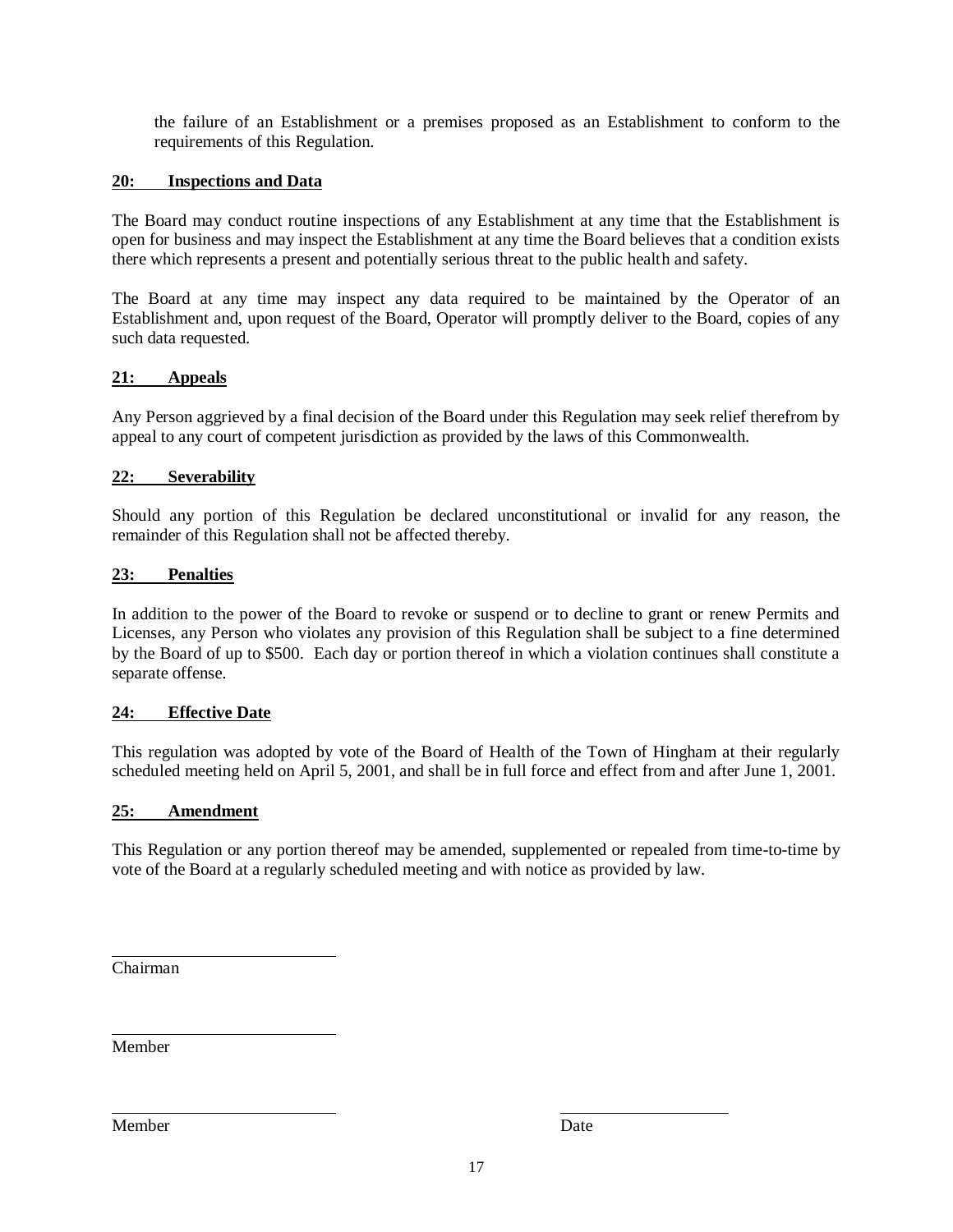the failure of an Establishment or a premises proposed as an Establishment to conform to the requirements of this Regulation.

## 20: Inspections and Data

The Board may conduct routine inspections of any Establishment at any time that the Establishment is open for business and may inspect the Establishment at any time the Board believes that a condition exists there which represents a present and potentially serious threat to the public health and safety.

The Board at any time may inspect any data required to be maintained by the Operator of an Establishment and, upon request of the Board, Operator will promptly deliver to the Board, copies of any such data requested.

## 21: Appeals

Any Person aggrieved by a final decision of the Board under this Regulation may seek relief therefrom by appeal to any court of competent jurisdiction as provided by the laws of this Commonwealth.

## 22: Severability

Should any portion of this Regulation be declared unconstitutional or invalid for any reason, the remainder of this Regulation shall not be affected thereby.

## 23: Penalties

In addition to the power of the Board to revoke or suspend or to decline to grant or renew Permits and Licenses, any Person who violates any provision of this Regulation shall be subject to a fine determined by the Board of up to $500. Each day or portion thereof in which a violation continues shall constitute a separate offense.

## 24: Effective Date

This regulation was adopted by vote of the Board of Health of the Town of Hingham at their regularly scheduled meeting held on April 5, 2001, and shall be in full force and effect from and after June 1, 2001.

## 25: Amendment

This Regulation or any portion thereof may be amended, supplemented or repealed from time-to-time by vote of the Board at a regularly scheduled meeting and with notice as provided by law.

\_\_\_\_\_\_\_\_\_\_\_\_\_\_\_\_\_\_\_\_\_\_\_\_\_\_
Chairman

\_\_\_\_\_\_\_\_\_\_\_\_\_\_\_\_\_\_\_\_\_\_\_\_\_\_
Member

\_\_\_\_\_\_\_\_\_\_\_\_\_\_\_\_\_\_\_\_\_\_\_\_\_\_ \_\_\_\_\_\_\_\_\_\_\_\_\_\_\_\_\_\_\_\_
Member Date